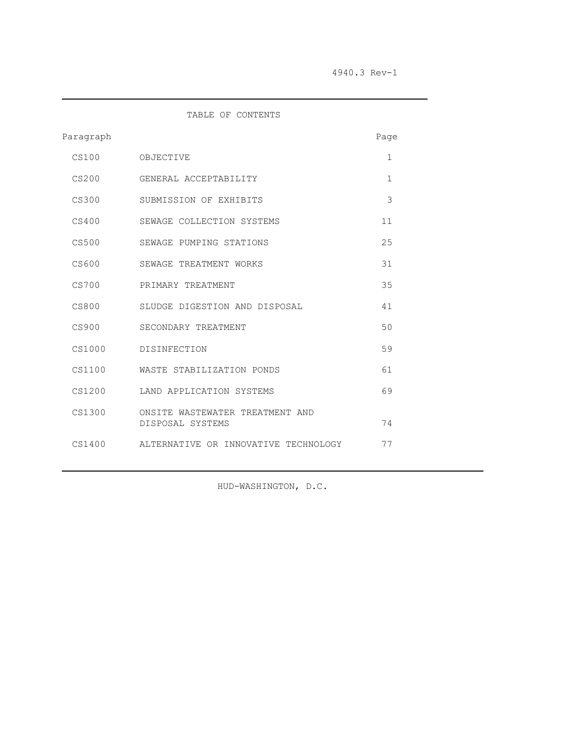4940.3 Rev-1

## TABLE OF CONTENTS

| Paragraph | | Page |
|---|---|---|
| CS100 | OBJECTIVE | 1 |
| CS200 | GENERAL ACCEPTABILITY | 1 |
| CS300 | SUBMISSION OF EXHIBITS | 3 |
| CS400 | SEWAGE COLLECTION SYSTEMS | 11 |
| CS500 | SEWAGE PUMPING STATIONS | 25 |
| CS600 | SEWAGE TREATMENT WORKS | 31 |
| CS700 | PRIMARY TREATMENT | 35 |
| CS800 | SLUDGE DIGESTION AND DISPOSAL | 41 |
| CS900 | SECONDARY TREATMENT | 50 |
| CS1000 | DISINFECTION | 59 |
| CS1100 | WASTE STABILIZATION PONDS | 61 |
| CS1200 | LAND APPLICATION SYSTEMS | 69 |
| CS1300 | ONSITE WASTEWATER TREATMENT AND DISPOSAL SYSTEMS | 74 |
| CS1400 | ALTERNATIVE OR INNOVATIVE TECHNOLOGY | 77 |

HUD-WASHINGTON, D.C.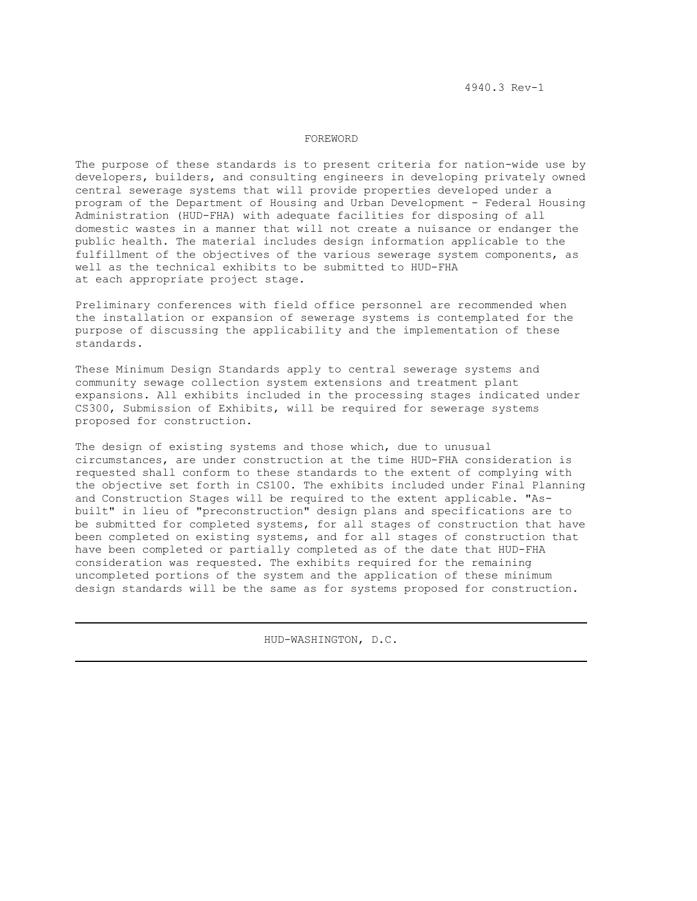## FOREWORD

The purpose of these standards is to present criteria for nation-wide use by developers, builders, and consulting engineers in developing privately owned central sewerage systems that will provide properties developed under a program of the Department of Housing and Urban Development - Federal Housing Administration (HUD-FHA) with adequate facilities for disposing of all domestic wastes in a manner that will not create a nuisance or endanger the public health. The material includes design information applicable to the fulfillment of the objectives of the various sewerage system components, as well as the technical exhibits to be submitted to HUD-FHA at each appropriate project stage.

Preliminary conferences with field office personnel are recommended when the installation or expansion of sewerage systems is contemplated for the purpose of discussing the applicability and the implementation of these standards.

These Minimum Design Standards apply to central sewerage systems and community sewage collection system extensions and treatment plant expansions. All exhibits included in the processing stages indicated under CS300, Submission of Exhibits, will be required for sewerage systems proposed for construction.

The design of existing systems and those which, due to unusual circumstances, are under construction at the time HUD-FHA consideration is requested shall conform to these standards to the extent of complying with the objective set forth in CS100. The exhibits included under Final Planning and Construction Stages will be required to the extent applicable. "As-built" in lieu of "preconstruction" design plans and specifications are to be submitted for completed systems, for all stages of construction that have been completed on existing systems, and for all stages of construction that have been completed or partially completed as of the date that HUD-FHA consideration was requested. The exhibits required for the remaining uncompleted portions of the system and the application of these minimum design standards will be the same as for systems proposed for construction.

---

HUD-WASHINGTON, D.C.

---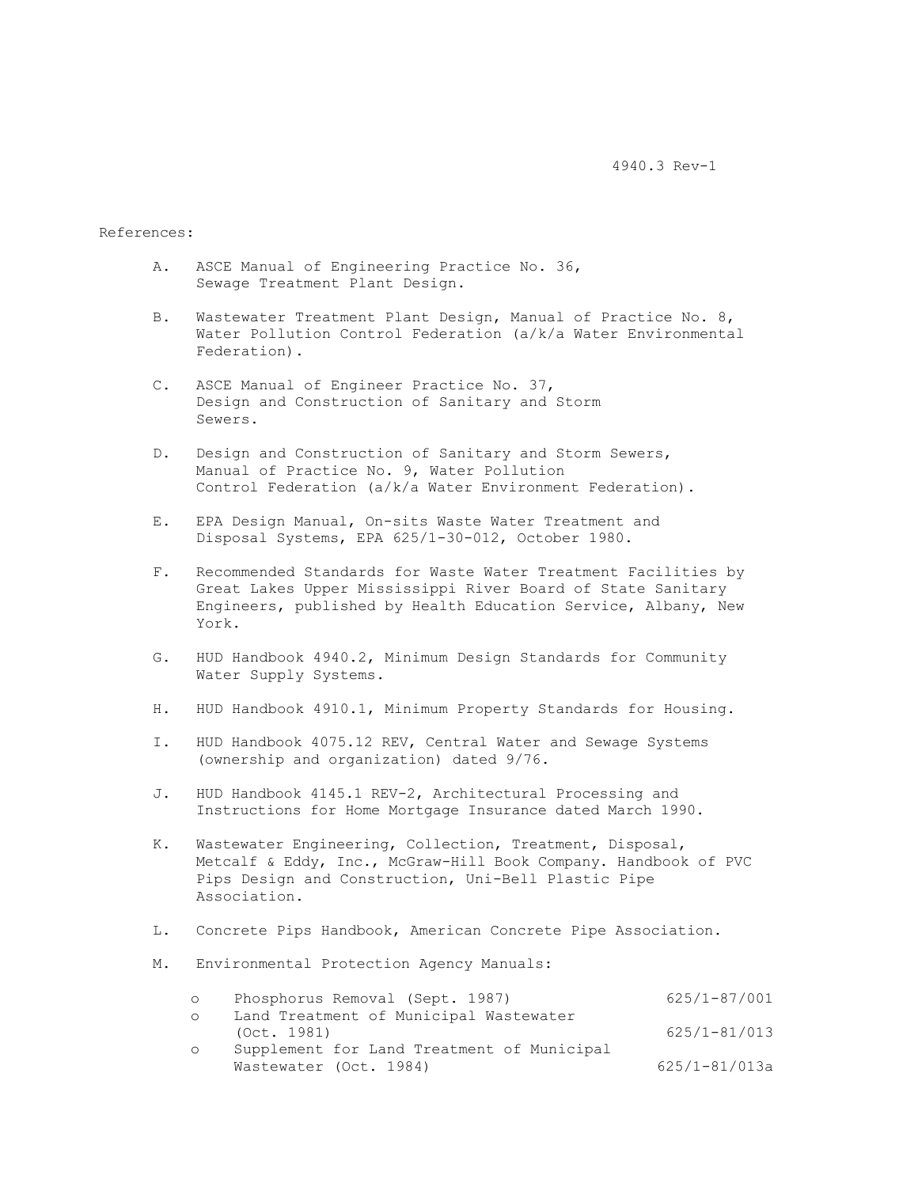References:

A. ASCE Manual of Engineering Practice No. 36, Sewage Treatment Plant Design.

B. Wastewater Treatment Plant Design, Manual of Practice No. 8, Water Pollution Control Federation (a/k/a Water Environmental Federation).

C. ASCE Manual of Engineer Practice No. 37, Design and Construction of Sanitary and Storm Sewers.

D. Design and Construction of Sanitary and Storm Sewers, Manual of Practice No. 9, Water Pollution Control Federation (a/k/a Water Environment Federation).

E. EPA Design Manual, On-sits Waste Water Treatment and Disposal Systems, EPA 625/1-30-012, October 1980.

F. Recommended Standards for Waste Water Treatment Facilities by Great Lakes Upper Mississippi River Board of State Sanitary Engineers, published by Health Education Service, Albany, New York.

G. HUD Handbook 4940.2, Minimum Design Standards for Community Water Supply Systems.

H. HUD Handbook 4910.1, Minimum Property Standards for Housing.

I. HUD Handbook 4075.12 REV, Central Water and Sewage Systems (ownership and organization) dated 9/76.

J. HUD Handbook 4145.1 REV-2, Architectural Processing and Instructions for Home Mortgage Insurance dated March 1990.

K. Wastewater Engineering, Collection, Treatment, Disposal, Metcalf & Eddy, Inc., McGraw-Hill Book Company. Handbook of PVC Pips Design and Construction, Uni-Bell Plastic Pipe Association.

L. Concrete Pips Handbook, American Concrete Pipe Association.

M. Environmental Protection Agency Manuals:

| | |
|---|---|
| o Phosphorus Removal (Sept. 1987) | 625/1-87/001 |
| o Land Treatment of Municipal Wastewater (Oct. 1981) | 625/1-81/013 |
| o Supplement for Land Treatment of Municipal Wastewater (Oct. 1984) | 625/1-81/013a |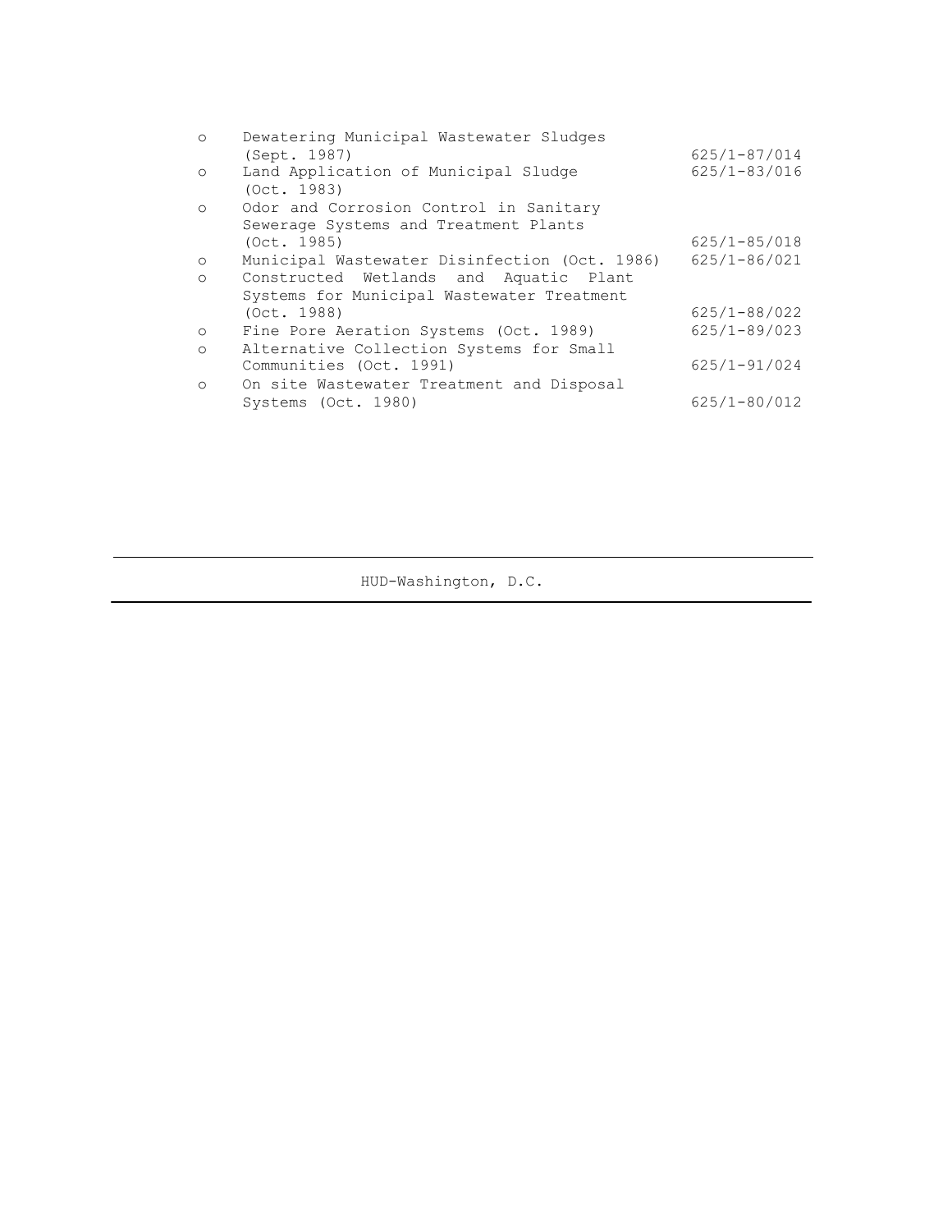- Dewatering Municipal Wastewater Sludges (Sept. 1987) 625/1-87/014
- Land Application of Municipal Sludge (Oct. 1983) 625/1-83/016
- Odor and Corrosion Control in Sanitary Sewerage Systems and Treatment Plants (Oct. 1985) 625/1-85/018
- Municipal Wastewater Disinfection (Oct. 1986) 625/1-86/021
- Constructed Wetlands and Aquatic Plant Systems for Municipal Wastewater Treatment (Oct. 1988) 625/1-88/022
- Fine Pore Aeration Systems (Oct. 1989) 625/1-89/023
- Alternative Collection Systems for Small Communities (Oct. 1991) 625/1-91/024
- On site Wastewater Treatment and Disposal Systems (Oct. 1980) 625/1-80/012

---

HUD-Washington, D.C.